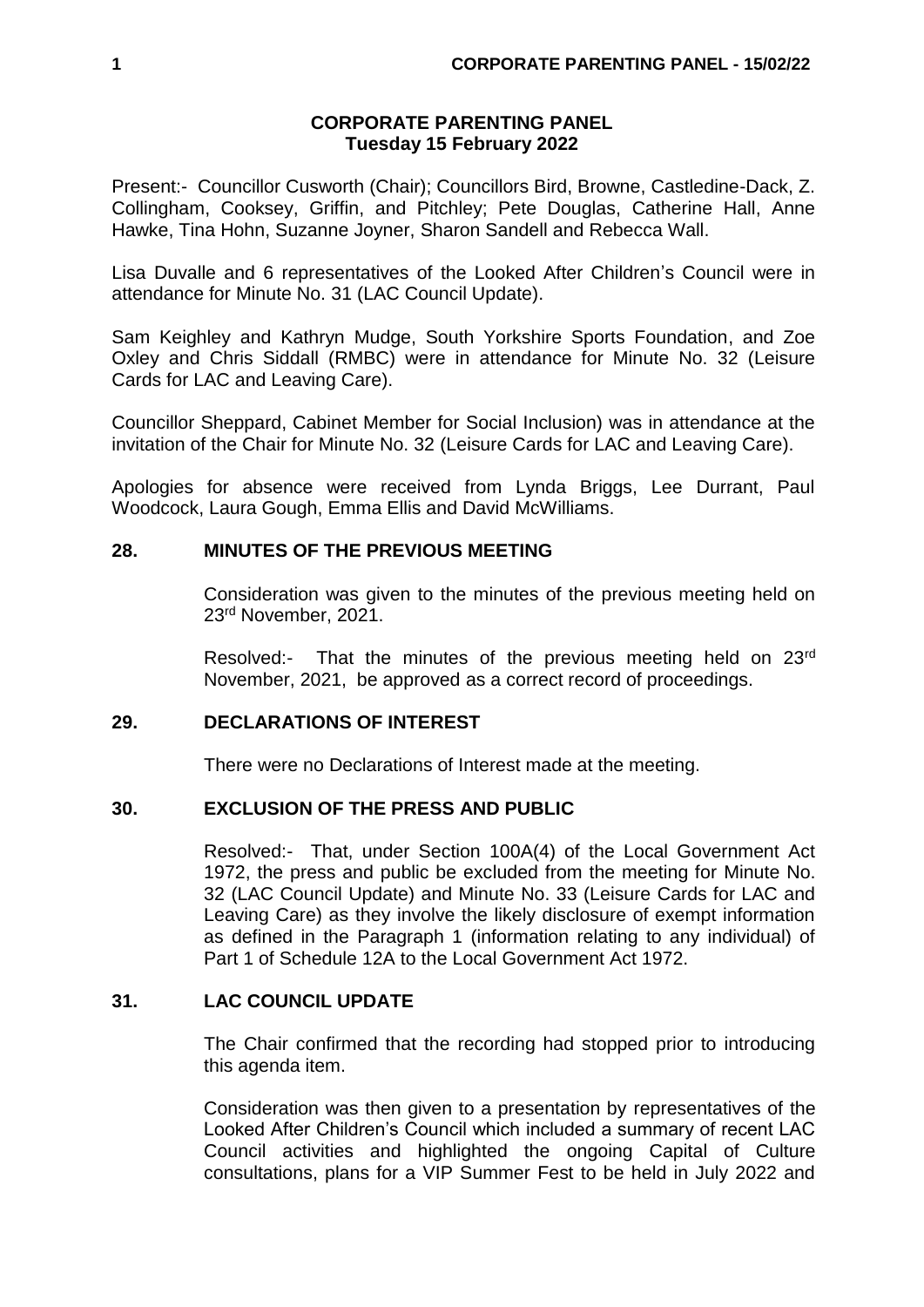## CORPORATE PARENTING PANEL
### Tuesday 15 February 2022

Present:- Councillor Cusworth (Chair); Councillors Bird, Browne, Castledine-Dack, Z. Collingham, Cooksey, Griffin, and Pitchley; Pete Douglas, Catherine Hall, Anne Hawke, Tina Hohn, Suzanne Joyner, Sharon Sandell and Rebecca Wall.

Lisa Duvalle and 6 representatives of the Looked After Children's Council were in attendance for Minute No. 31 (LAC Council Update).

Sam Keighley and Kathryn Mudge, South Yorkshire Sports Foundation, and Zoe Oxley and Chris Siddall (RMBC) were in attendance for Minute No. 32 (Leisure Cards for LAC and Leaving Care).

Councillor Sheppard, Cabinet Member for Social Inclusion) was in attendance at the invitation of the Chair for Minute No. 32 (Leisure Cards for LAC and Leaving Care).

Apologies for absence were received from Lynda Briggs, Lee Durrant, Paul Woodcock, Laura Gough, Emma Ellis and David McWilliams.

### 28. MINUTES OF THE PREVIOUS MEETING

Consideration was given to the minutes of the previous meeting held on 23rd November, 2021.

Resolved:- That the minutes of the previous meeting held on 23rd November, 2021, be approved as a correct record of proceedings.

### 29. DECLARATIONS OF INTEREST

There were no Declarations of Interest made at the meeting.

### 30. EXCLUSION OF THE PRESS AND PUBLIC

Resolved:- That, under Section 100A(4) of the Local Government Act 1972, the press and public be excluded from the meeting for Minute No. 32 (LAC Council Update) and Minute No. 33 (Leisure Cards for LAC and Leaving Care) as they involve the likely disclosure of exempt information as defined in the Paragraph 1 (information relating to any individual) of Part 1 of Schedule 12A to the Local Government Act 1972.

### 31. LAC COUNCIL UPDATE

The Chair confirmed that the recording had stopped prior to introducing this agenda item.

Consideration was then given to a presentation by representatives of the Looked After Children's Council which included a summary of recent LAC Council activities and highlighted the ongoing Capital of Culture consultations, plans for a VIP Summer Fest to be held in July 2022 and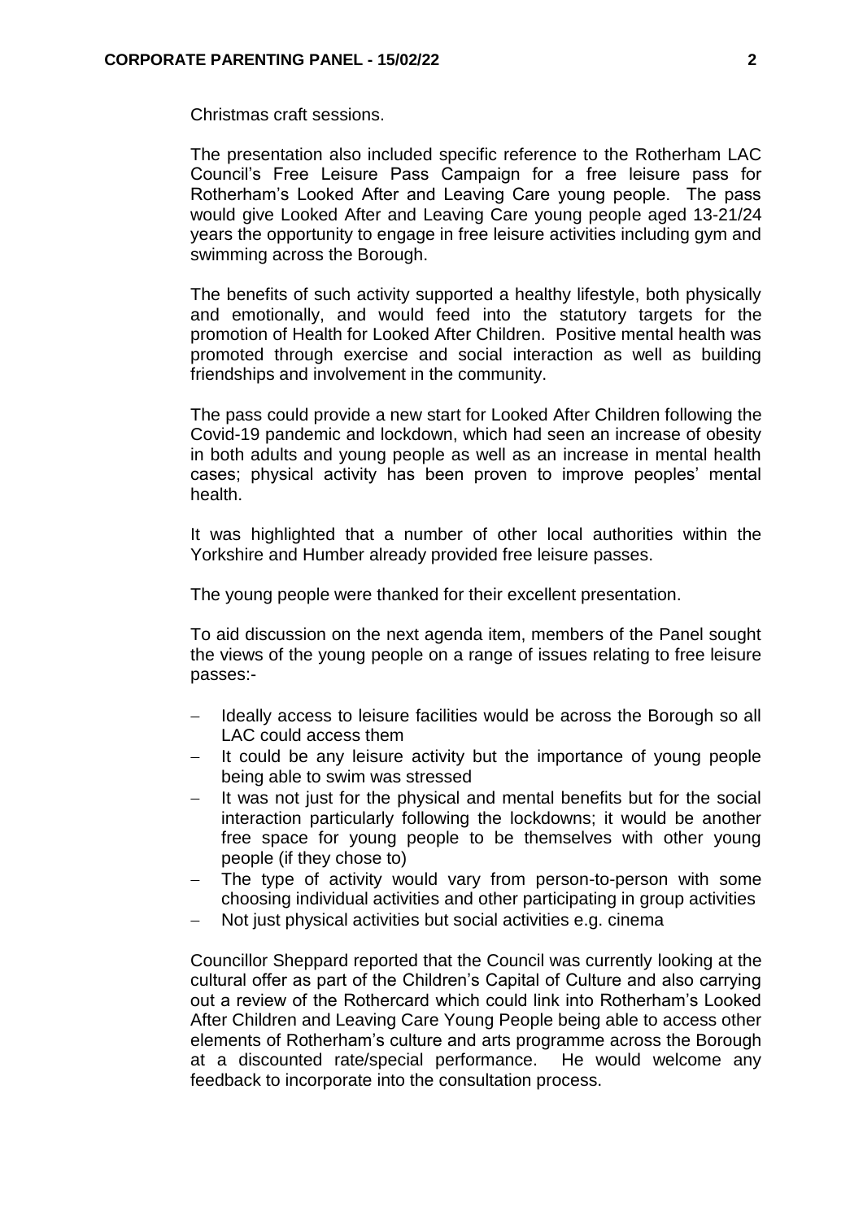Christmas craft sessions.

The presentation also included specific reference to the Rotherham LAC Council's Free Leisure Pass Campaign for a free leisure pass for Rotherham's Looked After and Leaving Care young people. The pass would give Looked After and Leaving Care young people aged 13-21/24 years the opportunity to engage in free leisure activities including gym and swimming across the Borough.

The benefits of such activity supported a healthy lifestyle, both physically and emotionally, and would feed into the statutory targets for the promotion of Health for Looked After Children. Positive mental health was promoted through exercise and social interaction as well as building friendships and involvement in the community.

The pass could provide a new start for Looked After Children following the Covid-19 pandemic and lockdown, which had seen an increase of obesity in both adults and young people as well as an increase in mental health cases; physical activity has been proven to improve peoples' mental health.

It was highlighted that a number of other local authorities within the Yorkshire and Humber already provided free leisure passes.

The young people were thanked for their excellent presentation.

To aid discussion on the next agenda item, members of the Panel sought the views of the young people on a range of issues relating to free leisure passes:-

- Ideally access to leisure facilities would be across the Borough so all LAC could access them
- It could be any leisure activity but the importance of young people being able to swim was stressed
- It was not just for the physical and mental benefits but for the social interaction particularly following the lockdowns; it would be another free space for young people to be themselves with other young people (if they chose to)
- The type of activity would vary from person-to-person with some choosing individual activities and other participating in group activities
- Not just physical activities but social activities e.g. cinema

Councillor Sheppard reported that the Council was currently looking at the cultural offer as part of the Children's Capital of Culture and also carrying out a review of the Rothercard which could link into Rotherham's Looked After Children and Leaving Care Young People being able to access other elements of Rotherham's culture and arts programme across the Borough at a discounted rate/special performance. He would welcome any feedback to incorporate into the consultation process.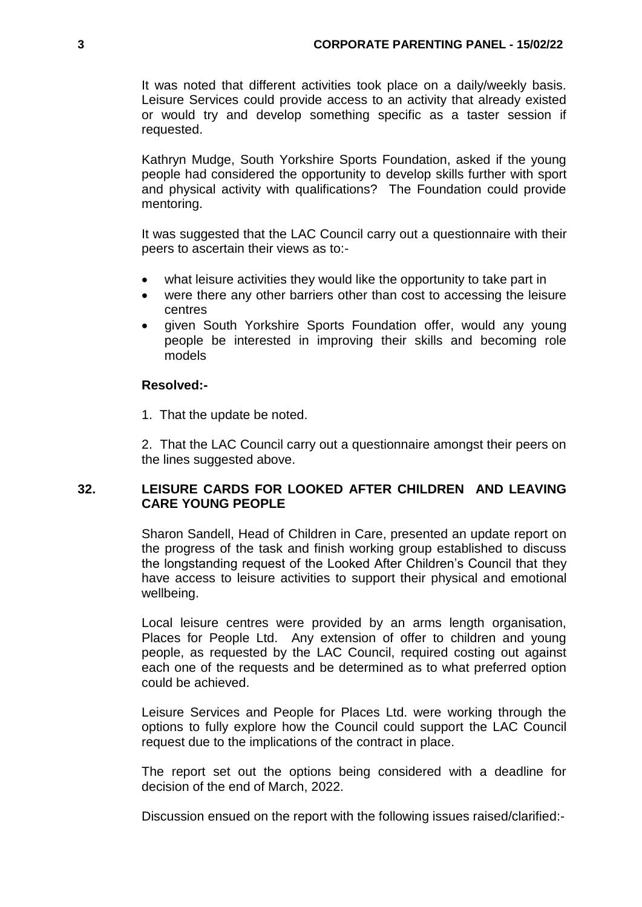It was noted that different activities took place on a daily/weekly basis. Leisure Services could provide access to an activity that already existed or would try and develop something specific as a taster session if requested.

Kathryn Mudge, South Yorkshire Sports Foundation, asked if the young people had considered the opportunity to develop skills further with sport and physical activity with qualifications? The Foundation could provide mentoring.

It was suggested that the LAC Council carry out a questionnaire with their peers to ascertain their views as to:-

- what leisure activities they would like the opportunity to take part in
- were there any other barriers other than cost to accessing the leisure centres
- given South Yorkshire Sports Foundation offer, would any young people be interested in improving their skills and becoming role models

**Resolved:-**

1. That the update be noted.

2. That the LAC Council carry out a questionnaire amongst their peers on the lines suggested above.

## 32. LEISURE CARDS FOR LOOKED AFTER CHILDREN AND LEAVING CARE YOUNG PEOPLE

Sharon Sandell, Head of Children in Care, presented an update report on the progress of the task and finish working group established to discuss the longstanding request of the Looked After Children's Council that they have access to leisure activities to support their physical and emotional wellbeing.

Local leisure centres were provided by an arms length organisation, Places for People Ltd. Any extension of offer to children and young people, as requested by the LAC Council, required costing out against each one of the requests and be determined as to what preferred option could be achieved.

Leisure Services and People for Places Ltd. were working through the options to fully explore how the Council could support the LAC Council request due to the implications of the contract in place.

The report set out the options being considered with a deadline for decision of the end of March, 2022.

Discussion ensued on the report with the following issues raised/clarified:-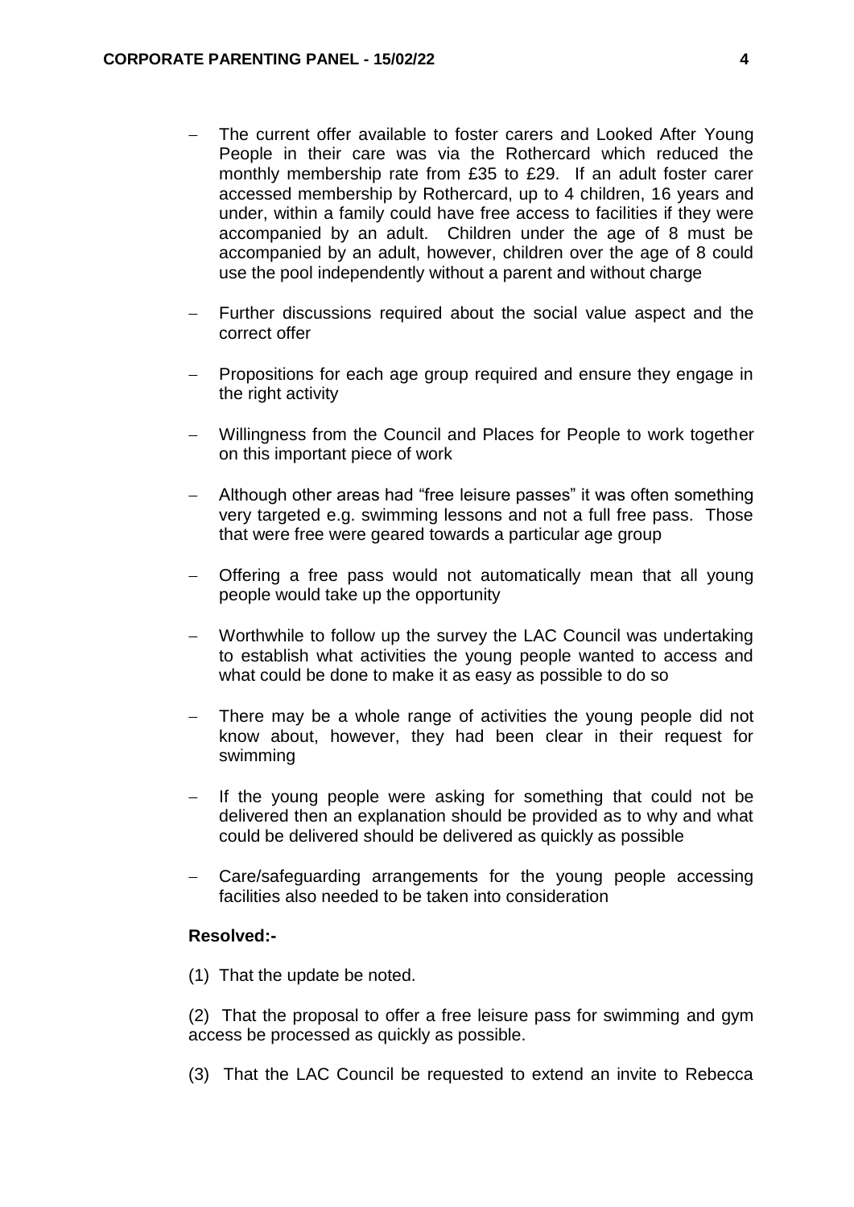- The current offer available to foster carers and Looked After Young People in their care was via the Rothercard which reduced the monthly membership rate from £35 to £29. If an adult foster carer accessed membership by Rothercard, up to 4 children, 16 years and under, within a family could have free access to facilities if they were accompanied by an adult. Children under the age of 8 must be accompanied by an adult, however, children over the age of 8 could use the pool independently without a parent and without charge

- Further discussions required about the social value aspect and the correct offer

- Propositions for each age group required and ensure they engage in the right activity

- Willingness from the Council and Places for People to work together on this important piece of work

- Although other areas had "free leisure passes" it was often something very targeted e.g. swimming lessons and not a full free pass. Those that were free were geared towards a particular age group

- Offering a free pass would not automatically mean that all young people would take up the opportunity

- Worthwhile to follow up the survey the LAC Council was undertaking to establish what activities the young people wanted to access and what could be done to make it as easy as possible to do so

- There may be a whole range of activities the young people did not know about, however, they had been clear in their request for swimming

- If the young people were asking for something that could not be delivered then an explanation should be provided as to why and what could be delivered should be delivered as quickly as possible

- Care/safeguarding arrangements for the young people accessing facilities also needed to be taken into consideration

**Resolved:-**

(1) That the update be noted.

(2) That the proposal to offer a free leisure pass for swimming and gym access be processed as quickly as possible.

(3) That the LAC Council be requested to extend an invite to Rebecca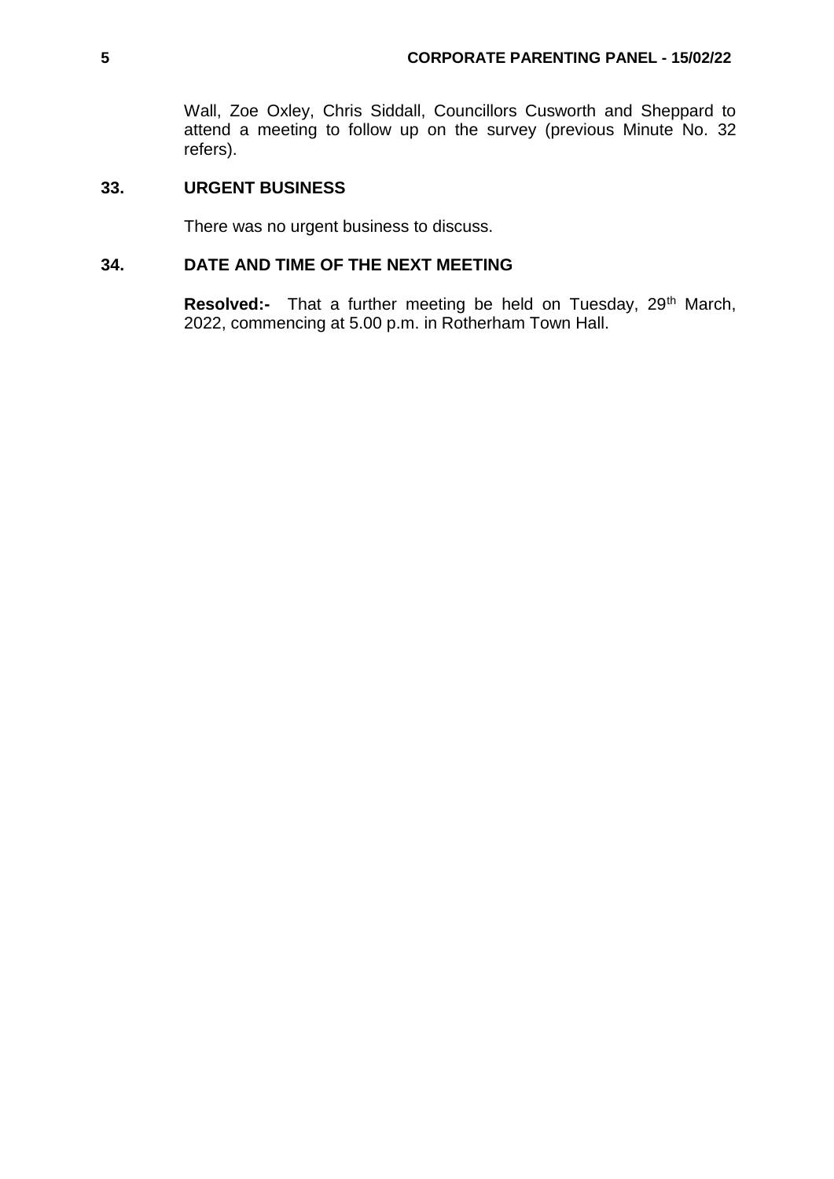Wall, Zoe Oxley, Chris Siddall, Councillors Cusworth and Sheppard to attend a meeting to follow up on the survey (previous Minute No. 32 refers).

## 33. URGENT BUSINESS

There was no urgent business to discuss.

## 34. DATE AND TIME OF THE NEXT MEETING

**Resolved:-** That a further meeting be held on Tuesday, 29th March, 2022, commencing at 5.00 p.m. in Rotherham Town Hall.